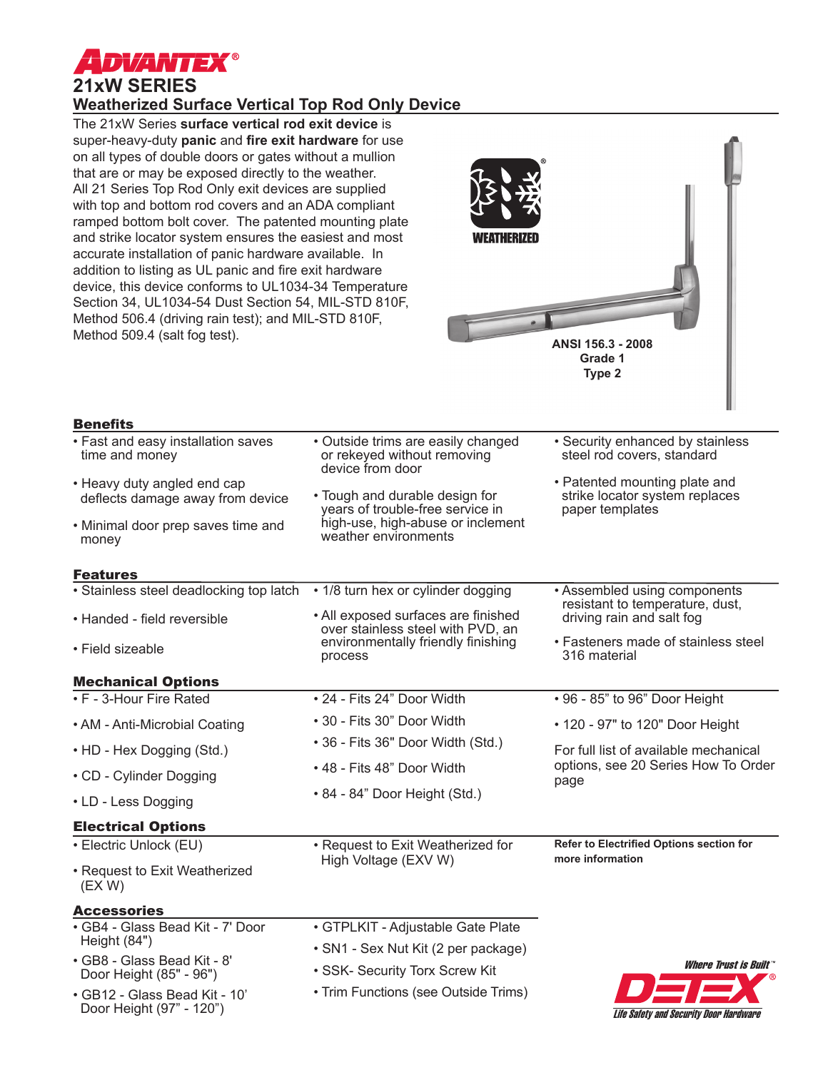# ADVANTEX®

## 21xW SERIES

## Weatherized Surface Vertical Top Rod Only Device

The 21xW Series **surface vertical rod exit device** is super-heavy-duty **panic** and **fire exit hardware** for use on all types of double doors or gates without a mullion that are or may be exposed directly to the weather. All 21 Series Top Rod Only exit devices are supplied with top and bottom rod covers and an ADA compliant ramped bottom bolt cover. The patented mounting plate and strike locator system ensures the easiest and most accurate installation of panic hardware available. In addition to listing as UL panic and fire exit hardware device, this device conforms to UL1034-34 Temperature Section 34, UL1034-54 Dust Section 54, MIL-STD 810F, Method 506.4 (driving rain test); and MIL-STD 810F, Method 509.4 (salt fog test).

WEATHERIZED®

**ANSI 156.3 - 2008**
**Grade 1**
**Type 2**

### Benefits

- Fast and easy installation saves time and money
- Heavy duty angled end cap deflects damage away from device
- Minimal door prep saves time and money
- Outside trims are easily changed or rekeyed without removing device from door
- Tough and durable design for years of trouble-free service in high-use, high-abuse or inclement weather environments
- Security enhanced by stainless steel rod covers, standard
- Patented mounting plate and strike locator system replaces paper templates

### Features

- Stainless steel deadlocking top latch
- Handed - field reversible
- Field sizeable
- 1/8 turn hex or cylinder dogging
- All exposed surfaces are finished over stainless steel with PVD, an environmentally friendly finishing process
- Assembled using components resistant to temperature, dust, driving rain and salt fog
- Fasteners made of stainless steel 316 material

### Mechanical Options

- F - 3-Hour Fire Rated
- AM - Anti-Microbial Coating
- HD - Hex Dogging (Std.)
- CD - Cylinder Dogging
- LD - Less Dogging
- 24 - Fits 24" Door Width
- 30 - Fits 30" Door Width
- 36 - Fits 36" Door Width (Std.)
- 48 - Fits 48" Door Width
- 84 - 84" Door Height (Std.)
- 96 - 85" to 96" Door Height
- 120 - 97" to 120" Door Height

For full list of available mechanical options, see 20 Series How To Order page

### Electrical Options

- Electric Unlock (EU)
- Request to Exit Weatherized (EX W)
- Request to Exit Weatherized for High Voltage (EXV W)

**Refer to Electrified Options section for more information**

### Accessories

- GB4 - Glass Bead Kit - 7' Door Height (84")
- GB8 - Glass Bead Kit - 8' Door Height (85" - 96")
- GB12 - Glass Bead Kit - 10' Door Height (97" - 120")
- GTPLKIT - Adjustable Gate Plate
- SN1 - Sex Nut Kit (2 per package)
- SSK- Security Torx Screw Kit
- Trim Functions (see Outside Trims)

*Where Trust is Built™*
**DETEX®**
*Life Safety and Security Door Hardware*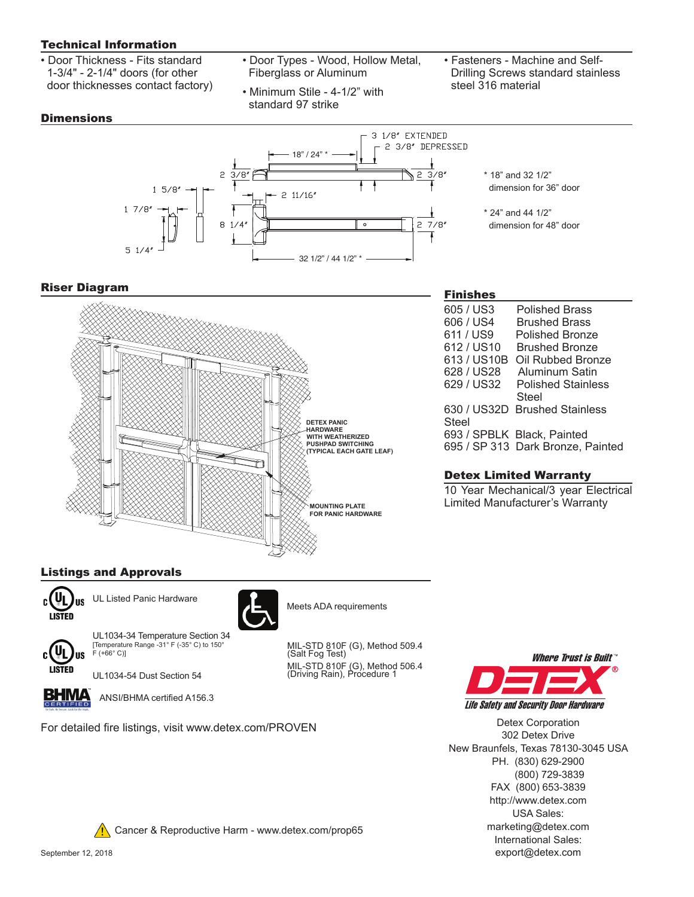## Technical Information

- Door Thickness - Fits standard 1-3/4" - 2-1/4" doors (for other door thicknesses contact factory)
- Door Types - Wood, Hollow Metal, Fiberglass or Aluminum
- Minimum Stile - 4-1/2" with standard 97 strike
- Fasteners - Machine and Self-Drilling Screws standard stainless steel 316 material

## Dimensions

3 1/8" EXTENDED
2 3/8" DEPRESSED
18" / 24" *
2 3/8"
2 3/8"
1 5/8"
2 11/16"
1 7/8"
8 1/4"
2 7/8"
5 1/4"
32 1/2" / 44 1/2" *

\* 18" and 32 1/2" dimension for 36" door

\* 24" and 44 1/2" dimension for 48" door

## Riser Diagram

DETEX PANIC HARDWARE WITH WEATHERIZED PUSHPAD SWITCHING (TYPICAL EACH GATE LEAF)

MOUNTING PLATE FOR PANIC HARDWARE

## Finishes

| | |
|---|---|
| 605 / US3 | Polished Brass |
| 606 / US4 | Brushed Brass |
| 611 / US9 | Polished Bronze |
| 612 / US10 | Brushed Bronze |
| 613 / US10B | Oil Rubbed Bronze |
| 628 / US28 | Aluminum Satin |
| 629 / US32 | Polished Stainless Steel |
| 630 / US32D | Brushed Stainless Steel |
| 693 / SPBLK | Black, Painted |
| 695 / SP 313 | Dark Bronze, Painted |

## Detex Limited Warranty

10 Year Mechanical/3 year Electrical Limited Manufacturer's Warranty

## Listings and Approvals

UL Listed Panic Hardware

Meets ADA requirements

UL1034-34 Temperature Section 34
[Temperature Range -31° F (-35° C) to 150° F (+66° C)]

UL1034-54 Dust Section 54

MIL-STD 810F (G), Method 509.4 (Salt Fog Test)

MIL-STD 810F (G), Method 506.4 (Driving Rain), Procedure 1

ANSI/BHMA certified A156.3

For detailed fire listings, visit www.detex.com/PROVEN

Cancer & Reproductive Harm - www.detex.com/prop65

*Where Trust is Built™*

DETEX®

*Life Safety and Security Door Hardware*

Detex Corporation
302 Detex Drive
New Braunfels, Texas 78130-3045 USA
PH. (830) 629-2900
(800) 729-3839
FAX (800) 653-3839
http://www.detex.com
USA Sales:
marketing@detex.com
International Sales:
export@detex.com

September 12, 2018